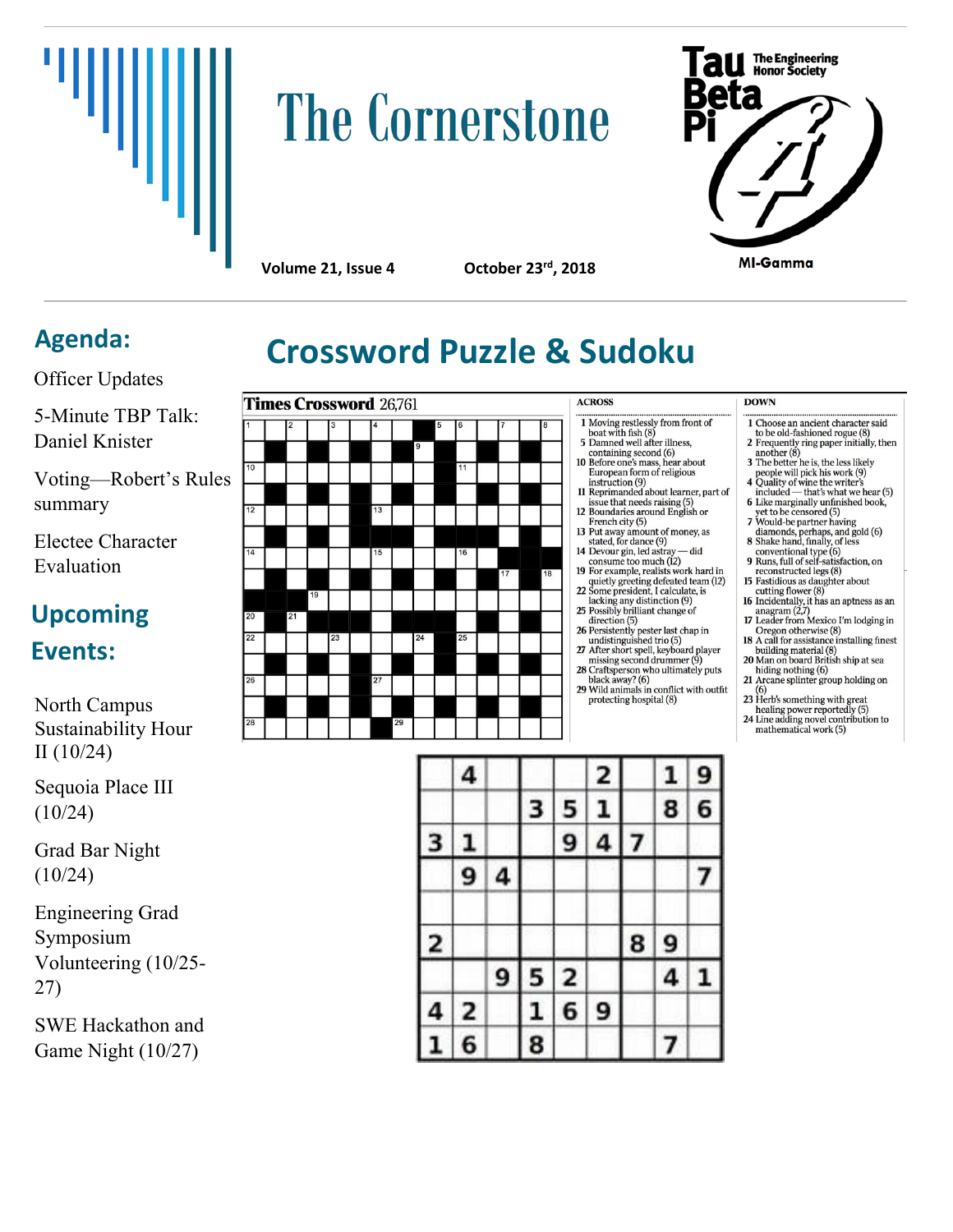# The Cornerstone

**Tau Beta Pi** The Engineering Honor Society

MI-Gamma

**Volume 21, Issue 4** **October 23rd, 2018**

## Agenda:

Officer Updates

5-Minute TBP Talk: Daniel Knister

Voting—Robert's Rules summary

Electee Character Evaluation

## Upcoming Events:

North Campus Sustainability Hour II (10/24)

Sequoia Place III (10/24)

Grad Bar Night (10/24)

Engineering Grad Symposium Volunteering (10/25-27)

SWE Hackathon and Game Night (10/27)

# Crossword Puzzle & Sudoku

**Times Crossword** 26,761

**ACROSS**

1 Moving restlessly from front of boat with fish (8)
5 Damned well after illness, containing second (6)
10 Before one's mass, hear about European form of religious instruction (9)
11 Reprimanded about learner, part of issue that needs raising (5)
12 Boundaries around English or French city (5)
13 Put away amount of money, as stated, for dance (9)
14 Devour gin, led astray — did consume too much (12)
19 For example, realists work hard in quietly greeting defeated team (12)
22 Some president, I calculate, is lacking any distinction (9)
25 Possibly brilliant change of direction (5)
26 Persistently pester last chap in undistinguished trio (5)
27 After short spell, keyboard player missing second drummer (9)
28 Craftsperson who ultimately puts black away? (6)
29 Wild animals in conflict with outfit protecting hospital (8)

**DOWN**

1 Choose an ancient character said to be old-fashioned rogue (8)
2 Frequently ring paper initially, then another (8)
3 The better he is, the less likely people will pick his work (9)
4 Quality of wine the writer's included — that's what we hear (5)
6 Like marginally unfinished book, yet to be censored (5)
7 Would-be partner having diamonds, perhaps, and gold (6)
8 Shake hand, finally, of less conventional type (6)
9 Runs, full of self-satisfaction, on reconstructed legs (8)
15 Fastidious as daughter about cutting flower (8)
16 Incidentally, it has an aptness as an anagram (2,7)
17 Leader from Mexico I'm lodging in Oregon otherwise (8)
18 A call for assistance installing finest building material (8)
20 Man on board British ship at sea hiding nothing (6)
21 Arcane splinter group holding on (6)
23 Herb's something with great healing power reportedly (5)
24 Line adding novel contribution to mathematical work (5)

| | | | | | | | | |
|---|---|---|---|---|---|---|---|---|
| | 4 | | | | 2 | | 1 | 9 |
| | | | 3 | 5 | 1 | | 8 | 6 |
| 3 | 1 | | | 9 | 4 | 7 | | |
| | 9 | 4 | | | | | | 7 |
| | | | | | | | | |
| 2 | | | | | | 8 | 9 | |
| | | 9 | 5 | 2 | | | 4 | 1 |
| 4 | 2 | | 1 | 6 | 9 | | | |
| 1 | 6 | | 8 | | | | 7 | |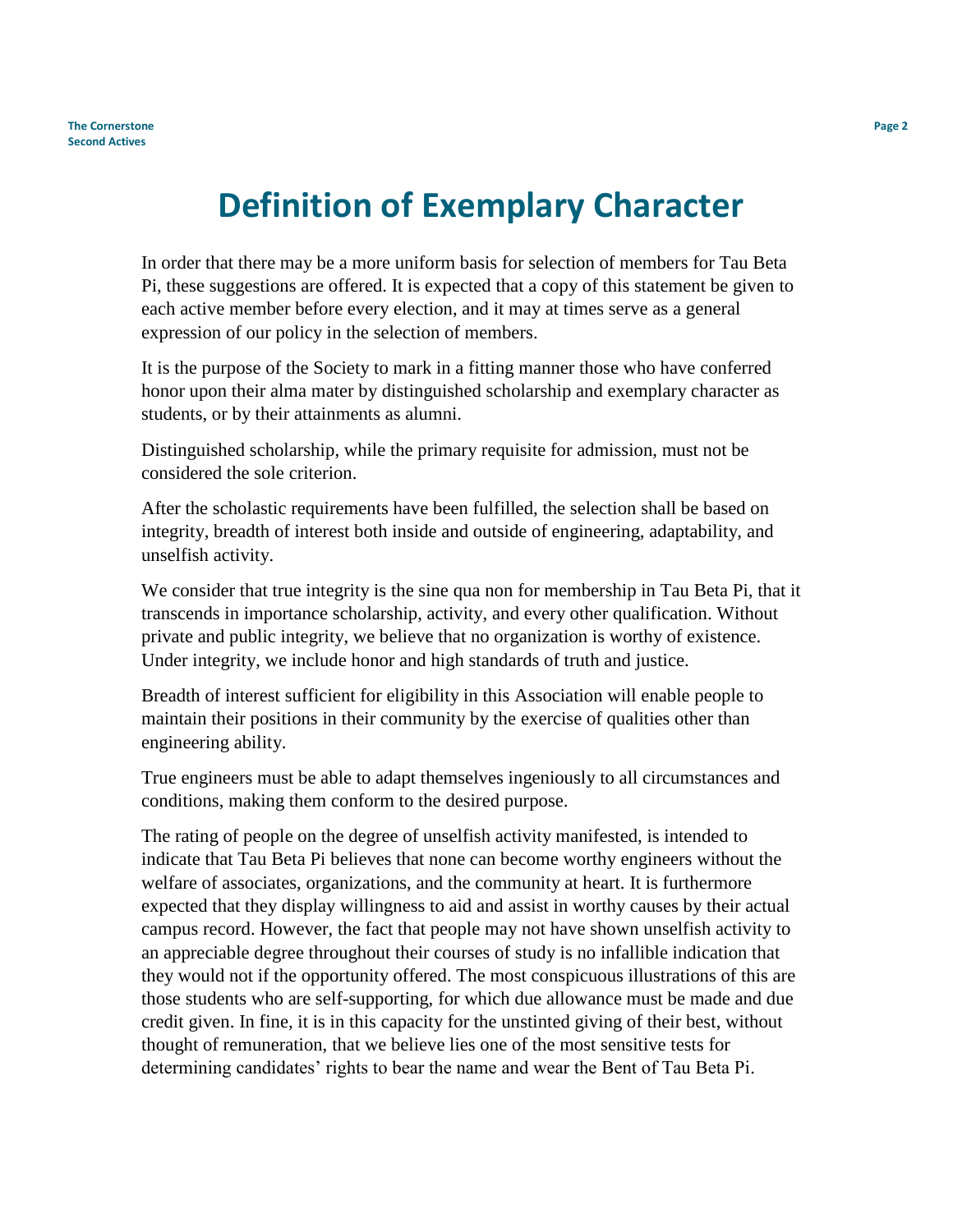# Definition of Exemplary Character

In order that there may be a more uniform basis for selection of members for Tau Beta Pi, these suggestions are offered. It is expected that a copy of this statement be given to each active member before every election, and it may at times serve as a general expression of our policy in the selection of members.

It is the purpose of the Society to mark in a fitting manner those who have conferred honor upon their alma mater by distinguished scholarship and exemplary character as students, or by their attainments as alumni.

Distinguished scholarship, while the primary requisite for admission, must not be considered the sole criterion.

After the scholastic requirements have been fulfilled, the selection shall be based on integrity, breadth of interest both inside and outside of engineering, adaptability, and unselfish activity.

We consider that true integrity is the sine qua non for membership in Tau Beta Pi, that it transcends in importance scholarship, activity, and every other qualification. Without private and public integrity, we believe that no organization is worthy of existence. Under integrity, we include honor and high standards of truth and justice.

Breadth of interest sufficient for eligibility in this Association will enable people to maintain their positions in their community by the exercise of qualities other than engineering ability.

True engineers must be able to adapt themselves ingeniously to all circumstances and conditions, making them conform to the desired purpose.

The rating of people on the degree of unselfish activity manifested, is intended to indicate that Tau Beta Pi believes that none can become worthy engineers without the welfare of associates, organizations, and the community at heart. It is furthermore expected that they display willingness to aid and assist in worthy causes by their actual campus record. However, the fact that people may not have shown unselfish activity to an appreciable degree throughout their courses of study is no infallible indication that they would not if the opportunity offered. The most conspicuous illustrations of this are those students who are self-supporting, for which due allowance must be made and due credit given. In fine, it is in this capacity for the unstinted giving of their best, without thought of remuneration, that we believe lies one of the most sensitive tests for determining candidates' rights to bear the name and wear the Bent of Tau Beta Pi.